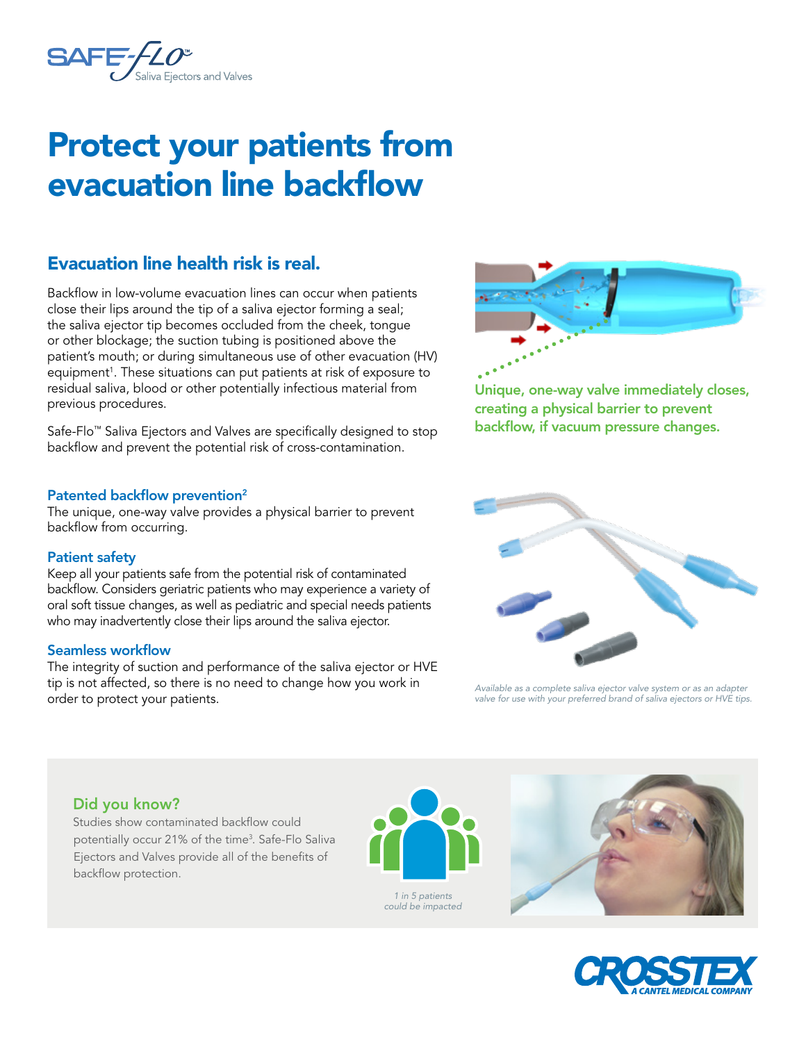SAFE-FLO™ Saliva Ejectors and Valves

# Protect your patients from evacuation line backflow

## Evacuation line health risk is real.

Backflow in low-volume evacuation lines can occur when patients close their lips around the tip of a saliva ejector forming a seal; the saliva ejector tip becomes occluded from the cheek, tongue or other blockage; the suction tubing is positioned above the patient's mouth; or during simultaneous use of other evacuation (HV) equipment[1]. These situations can put patients at risk of exposure to residual saliva, blood or other potentially infectious material from previous procedures.

Safe-Flo™ Saliva Ejectors and Valves are specifically designed to stop backflow and prevent the potential risk of cross-contamination.

**Unique, one-way valve immediately closes, creating a physical barrier to prevent backflow, if vacuum pressure changes.**

### Patented backflow prevention[2]

The unique, one-way valve provides a physical barrier to prevent backflow from occurring.

### Patient safety

Keep all your patients safe from the potential risk of contaminated backflow. Considers geriatric patients who may experience a variety of oral soft tissue changes, as well as pediatric and special needs patients who may inadvertently close their lips around the saliva ejector.

### Seamless workflow

The integrity of suction and performance of the saliva ejector or HVE tip is not affected, so there is no need to change how you work in order to protect your patients.

*Available as a complete saliva ejector valve system or as an adapter valve for use with your preferred brand of saliva ejectors or HVE tips.*

### Did you know?

Studies show contaminated backflow could potentially occur 21% of the time[3]. Safe-Flo Saliva Ejectors and Valves provide all of the benefits of backflow protection.

*1 in 5 patients could be impacted*

CROSSTEX A CANTEL MEDICAL COMPANY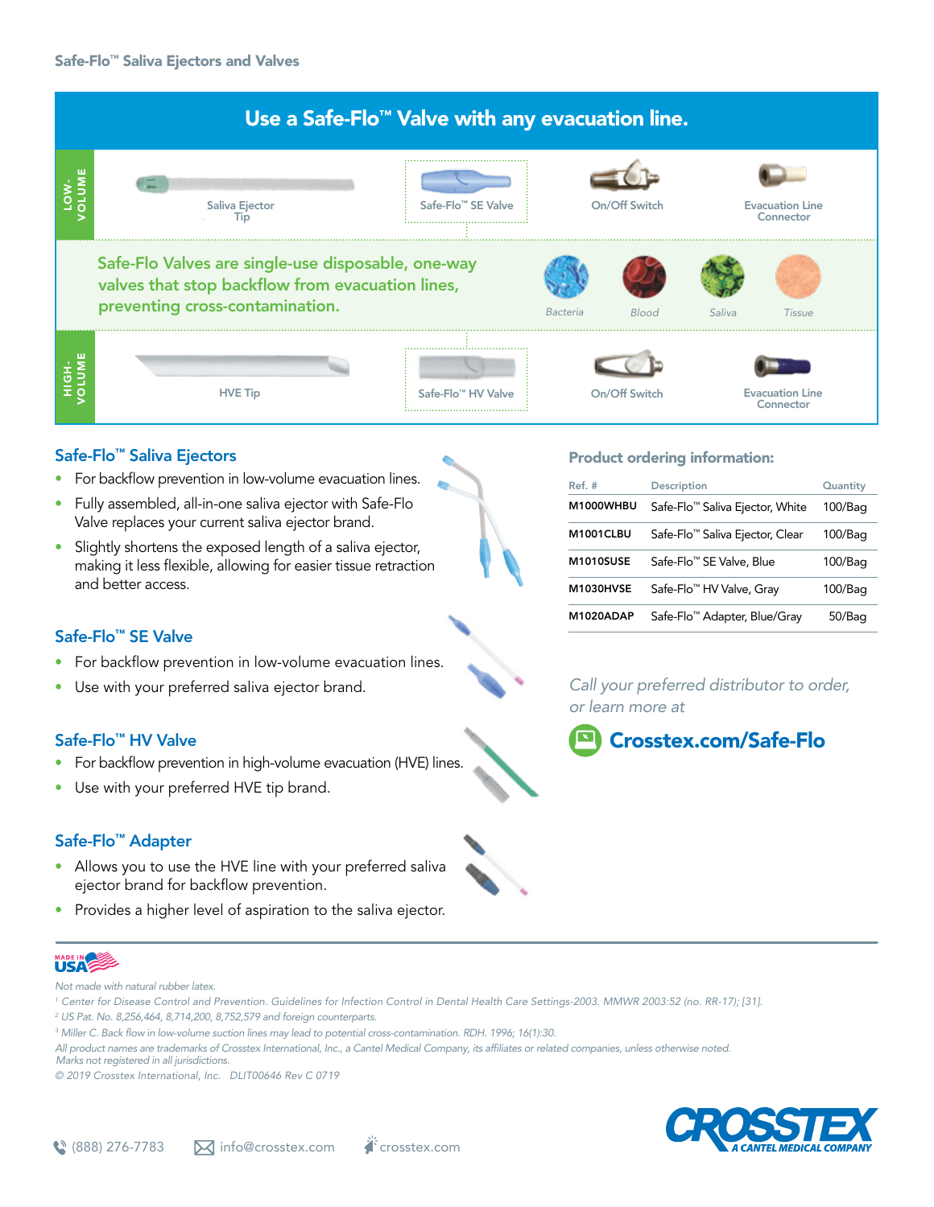Safe-Flo™ Saliva Ejectors and Valves

## Use a Safe-Flo™ Valve with any evacuation line.

LOW-VOLUME

Saliva Ejector Tip

Safe-Flo™ SE Valve

On/Off Switch

Evacuation Line Connector

Safe-Flo Valves are single-use disposable, one-way valves that stop backflow from evacuation lines, preventing cross-contamination.

Bacteria

Blood

Saliva

Tissue

HIGH-VOLUME

HVE Tip

Safe-Flo™ HV Valve

On/Off Switch

Evacuation Line Connector

### Safe-Flo™ Saliva Ejectors

- For backflow prevention in low-volume evacuation lines.
- Fully assembled, all-in-one saliva ejector with Safe-Flo Valve replaces your current saliva ejector brand.
- Slightly shortens the exposed length of a saliva ejector, making it less flexible, allowing for easier tissue retraction and better access.

### Safe-Flo™ SE Valve

- For backflow prevention in low-volume evacuation lines.
- Use with your preferred saliva ejector brand.

### Safe-Flo™ HV Valve

- For backflow prevention in high-volume evacuation (HVE) lines.
- Use with your preferred HVE tip brand.

### Safe-Flo™ Adapter

- Allows you to use the HVE line with your preferred saliva ejector brand for backflow prevention.
- Provides a higher level of aspiration to the saliva ejector.

### Product ordering information:

| Ref. # | Description | Quantity |
|---|---|---|
| M1000WHBU | Safe-Flo™ Saliva Ejector, White | 100/Bag |
| M1001CLBU | Safe-Flo™ Saliva Ejector, Clear | 100/Bag |
| M1010SUSE | Safe-Flo™ SE Valve, Blue | 100/Bag |
| M1030HVSE | Safe-Flo™ HV Valve, Gray | 100/Bag |
| M1020ADAP | Safe-Flo™ Adapter, Blue/Gray | 50/Bag |

*Call your preferred distributor to order, or learn more at*

**Crosstex.com/Safe-Flo**

MADE IN USA

*Not made with natural rubber latex.*

*[1] Center for Disease Control and Prevention. Guidelines for Infection Control in Dental Health Care Settings-2003. MMWR 2003:52 (no. RR-17); [31].*

*[2] US Pat. No. 8,256,464, 8,714,200, 8,752,579 and foreign counterparts.*

*[3] Miller C. Back flow in low-volume suction lines may lead to potential cross-contamination. RDH. 1996; 16(1):30.*

*All product names are trademarks of Crosstex International, Inc., a Cantel Medical Company, its affiliates or related companies, unless otherwise noted. Marks not registered in all jurisdictions.*

*© 2019 Crosstex International, Inc. DLIT00646 Rev C 0719*

(888) 276-7783 info@crosstex.com crosstex.com

CROSSTEX A CANTEL MEDICAL COMPANY